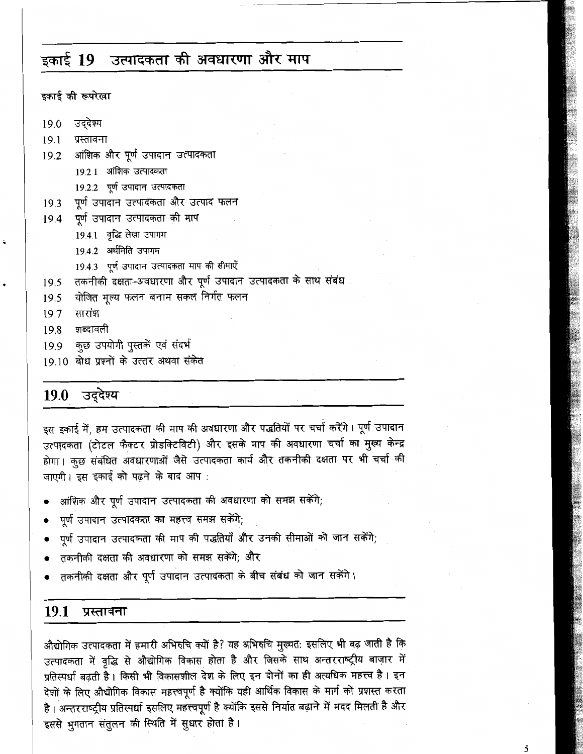# इकाई 19 उत्पादकता की अवधारणा और माप

**इकाई की रूपरेखा**

- 19.0 उद्देश्य
- 19.1 प्रस्तावना
- 19.2 आंशिक और पूर्ण उपादान उत्पादकता
  - 19.2.1 आंशिक उत्पादकता
  - 19.2.2 पूर्ण उपादान उत्पादकता
- 19.3 पूर्ण उपादान उत्पादकता और उत्पाद फलन
- 19.4 पूर्ण उपादान उत्पादकता की माप
  - 19.4.1 वृद्धि लेखा उपागम
  - 19.4.2 अर्थमिति उपागम
  - 19.4.3 पूर्ण उपादान उत्पादकता माप की सीमाएँ
- 19.5 तकनीकी दक्षता-अवधारणा और पूर्ण उपादान उत्पादकता के साथ संबंध
- 19.5 योजित मूल्य फलन बनाम सकल निर्गत फलन
- 19.7 सारांश
- 19.8 शब्दावली
- 19.9 कुछ उपयोगी पुस्तकें एवं संदर्भ
- 19.10 बोध प्रश्नों के उत्तर अथवा संकेत

## 19.0 उद्देश्य

इस इकाई में, हम उत्पादकता की माप की अवधारणा और पद्धतियों पर चर्चा करेंगे। पूर्ण उपादान उत्पादकता (टोटल फैक्टर प्रोडक्टिविटी) और इसके माप की अवधारणा चर्चा का मुख्य केन्द्र होगा। कुछ संबंधित अवधारणाओं जैसे उत्पादकता कार्य और तकनीकी दक्षता पर भी चर्चा की जाएगी। इस इकाई को पढ़ने के बाद आप :

- आंशिक और पूर्ण उपादान उत्पादकता की अवधारणा को समझ सकेंगे;
- पूर्ण उपादान उत्पादकता का महत्त्व समझ सकेंगे;
- पूर्ण उपादान उत्पादकता की माप की पद्धतियाँ और उनकी सीमाओं को जान सकेंगे;
- तकनीकी दक्षता की अवधारणा को समझ सकेंगे; और
- तकनीकी दक्षता और पूर्ण उपादान उत्पादकता के बीच संबंध को जान सकेंगे।

## 19.1 प्रस्तावना

औद्योगिक उत्पादकता में हमारी अभिरुचि क्यों है? यह अभिरुचि मुख्यत: इसलिए भी बढ़ जाती है कि उत्पादकता में वृद्धि से औद्योगिक विकास होता है और जिसके साथ अन्तरराष्ट्रीय बाज़ार में प्रतिस्पर्धा बढ़ती है। किसी भी विकासशील देश के लिए इन दोनों का ही अत्यधिक महत्त्व है। इन देशों के लिए औद्योगिक विकास महत्त्वपूर्ण है क्योंकि यही आर्थिक विकास के मार्ग को प्रशस्त करता है। अन्तरराष्ट्रीय प्रतिस्पर्धा इसलिए महत्त्वपूर्ण है क्योंकि इससे निर्यात बढ़ाने में मदद मिलती है और इससे भुगतान संतुलन की स्थिति में सुधार होता है।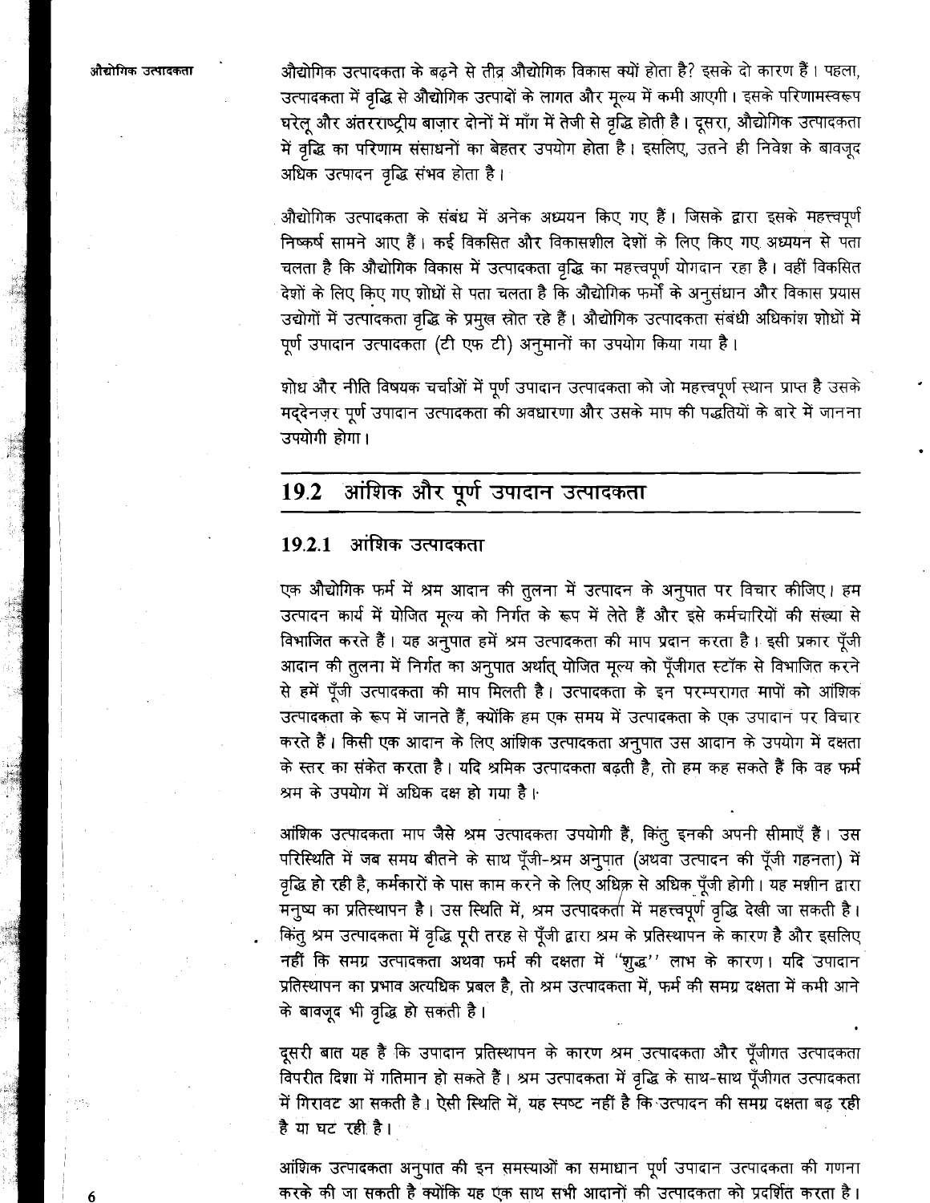औद्योगिक उत्पादकता के बढ़ने से तीव्र औद्योगिक विकास क्यों होता है? इसके दो कारण हैं। पहला, उत्पादकता में वृद्धि से औद्योगिक उत्पादों के लागत और मूल्य में कमी आएगी। इसके परिणामस्वरूप घरेलू और अंतरराष्ट्रीय बाज़ार दोनों में माँग में तेजी से वृद्धि होती है। दूसरा, औद्योगिक उत्पादकता में वृद्धि का परिणाम संसाधनों का बेहतर उपयोग होता है। इसलिए, उतने ही निवेश के बावजूद अधिक उत्पादन वृद्धि संभव होता है।

औद्योगिक उत्पादकता के संबंध में अनेक अध्ययन किए गए हैं। जिसके द्वारा इसके महत्त्वपूर्ण निष्कर्ष सामने आए हैं। कई विकसित और विकासशील देशों के लिए किए गए अध्ययन से पता चलता है कि औद्योगिक विकास में उत्पादकता वृद्धि का महत्त्वपूर्ण योगदान रहा है। वहीं विकसित देशों के लिए किए गए शोधों से पता चलता है कि औद्योगिक फर्मों के अनुसंधान और विकास प्रयास उद्योगों में उत्पादकता वृद्धि के प्रमुख स्रोत रहे हैं। औद्योगिक उत्पादकता संबंधी अधिकांश शोधों में पूर्ण उपादान उत्पादकता (टी एफ टी) अनुमानों का उपयोग किया गया है।

शोध और नीति विषयक चर्चाओं में पूर्ण उपादान उत्पादकता को जो महत्त्वपूर्ण स्थान प्राप्त है उसके मद्देनज़र पूर्ण उपादान उत्पादकता की अवधारणा और उसके माप की पद्धतियों के बारे में जानना उपयोगी होगा।

## 19.2 आंशिक और पूर्ण उपादान उत्पादकता

### 19.2.1 आंशिक उत्पादकता

एक औद्योगिक फर्म में श्रम आदान की तुलना में उत्पादन के अनुपात पर विचार कीजिए। हम उत्पादन कार्य में योजित मूल्य को निर्गत के रूप में लेते हैं और इसे कर्मचारियों की संख्या से विभाजित करते हैं। यह अनुपात हमें श्रम उत्पादकता की माप प्रदान करता है। इसी प्रकार पूँजी आदान की तुलना में निर्गत का अनुपात अर्थात् योजित मूल्य को पूँजीगत स्टॉक से विभाजित करने से हमें पूँजी उत्पादकता की माप मिलती है। उत्पादकता के इन परम्परागत मापों को आंशिक उत्पादकता के रूप में जानते हैं, क्योंकि हम एक समय में उत्पादकता के एक उपादान पर विचार करते हैं। किसी एक आदान के लिए आंशिक उत्पादकता अनुपात उस आदान के उपयोग में दक्षता के स्तर का संकेत करता है। यदि श्रमिक उत्पादकता बढ़ती है, तो हम कह सकते हैं कि वह फर्म श्रम के उपयोग में अधिक दक्ष हो गया है।

आंशिक उत्पादकता माप जैसे श्रम उत्पादकता उपयोगी हैं, किंतु इनकी अपनी सीमाएँ हैं। उस परिस्थिति में जब समय बीतने के साथ पूँजी-श्रम अनुपात (अथवा उत्पादन की पूँजी गहनता) में वृद्धि हो रही है, कर्मकारों के पास काम करने के लिए अधिक से अधिक पूँजी होगी। यह मशीन द्वारा मनुष्य का प्रतिस्थापन है। उस स्थिति में, श्रम उत्पादकता में महत्त्वपूर्ण वृद्धि देखी जा सकती है। किंतु श्रम उत्पादकता में वृद्धि पूरी तरह से पूँजी द्वारा श्रम के प्रतिस्थापन के कारण है और इसलिए नहीं कि समग्र उत्पादकता अथवा फर्म की दक्षता में "शुद्ध" लाभ के कारण। यदि उपादान प्रतिस्थापन का प्रभाव अत्यधिक प्रबल है, तो श्रम उत्पादकता में, फर्म की समग्र दक्षता में कमी आने के बावजूद भी वृद्धि हो सकती है।

दूसरी बात यह है कि उपादान प्रतिस्थापन के कारण श्रम उत्पादकता और पूँजीगत उत्पादकता विपरीत दिशा में गतिमान हो सकते हैं। श्रम उत्पादकता में वृद्धि के साथ-साथ पूँजीगत उत्पादकता में गिरावट आ सकती है। ऐसी स्थिति में, यह स्पष्ट नहीं है कि उत्पादन की समग्र दक्षता बढ़ रही है या घट रही है।

आंशिक उत्पादकता अनुपात की इन समस्याओं का समाधान पूर्ण उपादान उत्पादकता की गणना करके की जा सकती है क्योंकि यह एक साथ सभी आदानों की उत्पादकता को प्रदर्शित करता है।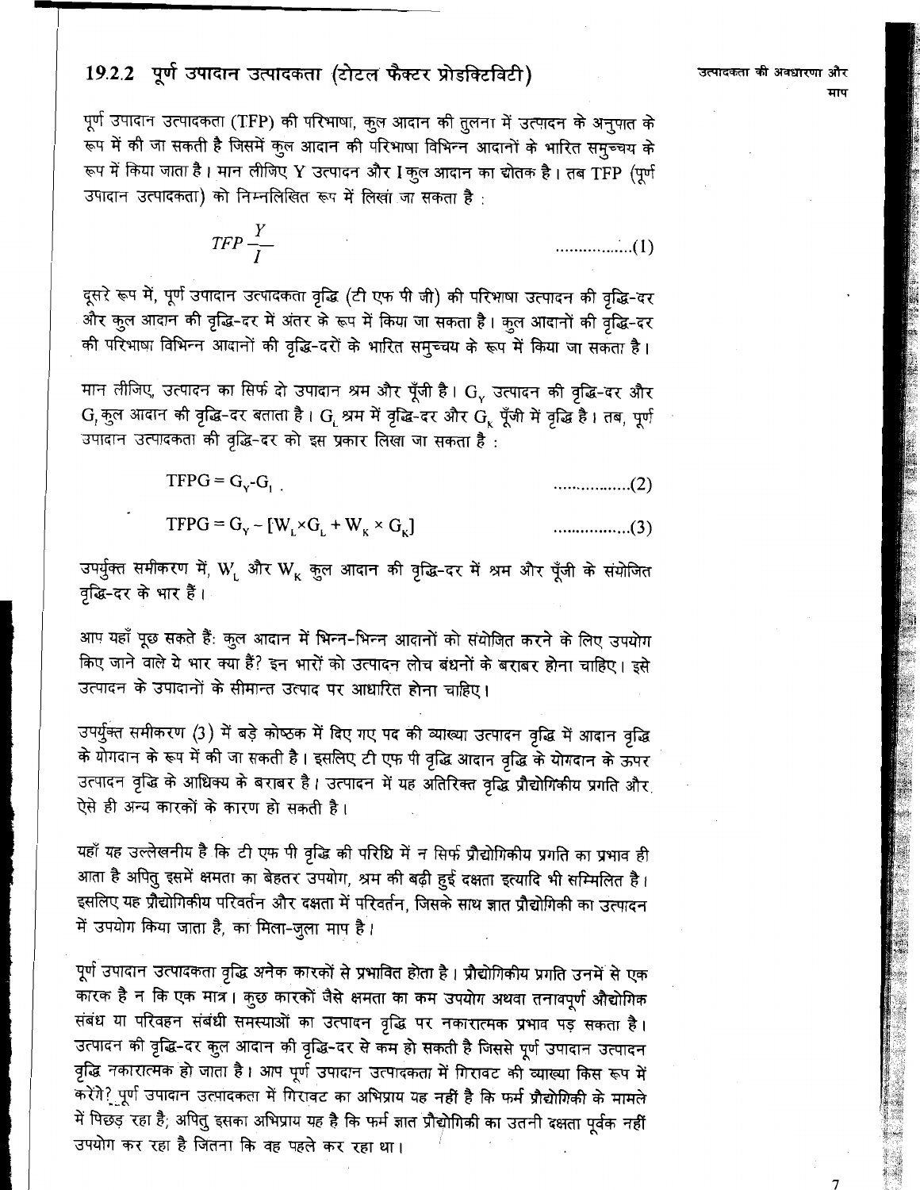### 19.2.2 पूर्ण उपादान उत्पादकता (टोटल फैक्टर प्रोडक्टिविटी)

पूर्ण उपादान उत्पादकता (TFP) की परिभाषा, कुल आदान की तुलना में उत्पादन के अनुपात के रूप में की जा सकती है जिसमें कुल आदान की परिभाषा विभिन्न आदानों के भारित समुच्चय के रूप में किया जाता है। मान लीजिए Y उत्पादन और I कुल आदान का द्योतक है। तब TFP (पूर्ण उपादान उत्पादकता) को निम्नलिखित रूप में लिखा जा सकता है :

$$TFP \frac{Y}{I} \qquad \ldots\ldots\ldots\ldots\ldots(1)$$

दूसरे रूप में, पूर्ण उपादान उत्पादकता वृद्धि (टी एफ पी जी) की परिभाषा उत्पादन की वृद्धि-दर और कुल आदान की वृद्धि-दर में अंतर के रूप में किया जा सकता है। कुल आदानों की वृद्धि-दर की परिभाषा विभिन्न आदानों की वृद्धि-दरों के भारित समुच्चय के रूप में किया जा सकता है।

मान लीजिए, उत्पादन का सिर्फ दो उपादान श्रम और पूँजी है। $G_Y$ उत्पादन की वृद्धि-दर और $G_I$ कुल आदान की वृद्धि-दर बताता है। $G_L$ श्रम में वृद्धि-दर और $G_K$ पूँजी में वृद्धि है। तब, पूर्ण उपादान उत्पादकता की वृद्धि-दर को इस प्रकार लिखा जा सकता है :

$$TFPG = G_Y - G_I \qquad \ldots\ldots\ldots\ldots\ldots(2)$$

$$TFPG = G_Y - [W_L \times G_L + W_K \times G_K] \qquad \ldots\ldots\ldots\ldots\ldots(3)$$

उपर्युक्त समीकरण में, $W_L$ और $W_K$ कुल आदान की वृद्धि-दर में श्रम और पूँजी के संयोजित वृद्धि-दर के भार हैं।

आप यहाँ पूछ सकते हैं: कुल आदान में भिन्न-भिन्न आदानों को संयोजित करने के लिए उपयोग किए जाने वाले ये भार क्या हैं? इन भारों को उत्पादन लोच बंधनों के बराबर होना चाहिए। इसे उत्पादन के उपादानों के सीमान्त उत्पाद पर आधारित होना चाहिए।

उपर्युक्त समीकरण (3) में बड़े कोष्ठक में दिए गए पद की व्याख्या उत्पादन वृद्धि में आदान वृद्धि के योगदान के रूप में की जा सकती है। इसलिए टी एफ पी वृद्धि आदान वृद्धि के योगदान के ऊपर उत्पादन वृद्धि के आधिक्य के बराबर है। उत्पादन में यह अतिरिक्त वृद्धि प्रौद्योगिकीय प्रगति और ऐसे ही अन्य कारकों के कारण हो सकती है।

यहाँ यह उल्लेखनीय है कि टी एफ पी वृद्धि की परिधि में न सिर्फ प्रौद्योगिकीय प्रगति का प्रभाव ही आता है अपितु इसमें क्षमता का बेहतर उपयोग, श्रम की बढ़ी हुई दक्षता इत्यादि भी सम्मिलित है। इसलिए यह प्रौद्योगिकीय परिवर्तन और दक्षता में परिवर्तन, जिसके साथ ज्ञात प्रौद्योगिकी का उत्पादन में उपयोग किया जाता है, का मिला-जुला माप है।

पूर्ण उपादान उत्पादकता वृद्धि अनेक कारकों से प्रभावित होता है। प्रौद्योगिकीय प्रगति उनमें से एक कारक है न कि एक मात्र। कुछ कारकों जैसे क्षमता का कम उपयोग अथवा तनावपूर्ण औद्योगिक संबंध या परिवहन संबंधी समस्याओं का उत्पादन वृद्धि पर नकारात्मक प्रभाव पड़ सकता है। उत्पादन की वृद्धि-दर कुल आदान की वृद्धि-दर से कम हो सकती है जिससे पूर्ण उपादान उत्पादन वृद्धि नकारात्मक हो जाता है। आप पूर्ण उपादान उत्पादकता में गिरावट की व्याख्या किस रूप में करेंगे? पूर्ण उपादान उत्पादकता में गिरावट का अभिप्राय यह नहीं है कि फर्म प्रौद्योगिकी के मामले में पिछड़ रहा है; अपितु इसका अभिप्राय यह है कि फर्म ज्ञात प्रौद्योगिकी का उतनी दक्षता पूर्वक नहीं उपयोग कर रहा है जितना कि वह पहले कर रहा था।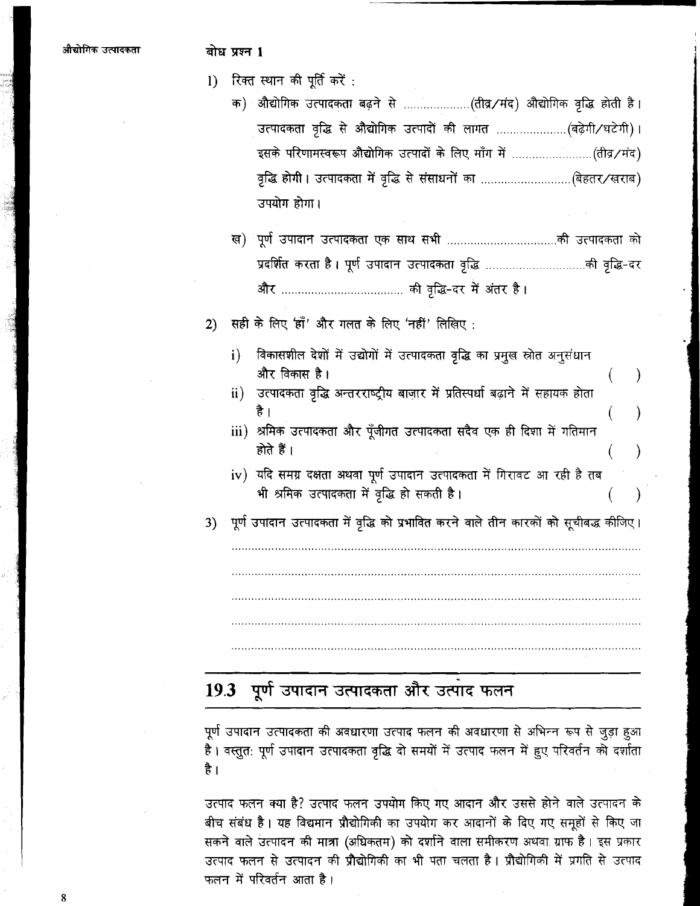बोध प्रश्न 1

1) रिक्त स्थान की पूर्ति करें :

   क) औद्योगिक उत्पादकता बढ़ने से ...................(तीव्र/मंद) औद्योगिक वृद्धि होती है। उत्पादकता वृद्धि से औद्योगिक उत्पादों की लागत ....................(बढ़ेगी/घटेगी)। इसके परिणामस्वरूप औद्योगिक उत्पादों के लिए माँग में .......................(तीव्र/मंद) वृद्धि होगी। उत्पादकता में वृद्धि से संसाधनों का ..........................(बेहतर/खराब) उपयोग होगा।

   ख) पूर्ण उपादान उत्पादकता एक साथ सभी ...............................की उत्पादकता को प्रदर्शित करता है। पूर्ण उपादान उत्पादकता वृद्धि ............................की वृद्धि-दर और .................................... की वृद्धि-दर में अंतर है।

2) सही के लिए 'हाँ' और गलत के लिए 'नहीं' लिखिए :

   i) विकासशील देशों में उद्योगों में उत्पादकता वृद्धि का प्रमुख स्रोत अनुसंधान और विकास है। ( )

   ii) उत्पादकता वृद्धि अन्तरराष्ट्रीय बाज़ार में प्रतिस्पर्धा बढ़ाने में सहायक होता है। ( )

   iii) श्रमिक उत्पादकता और पूँजीगत उत्पादकता सदैव एक ही दिशा में गतिमान होते हैं। ( )

   iv) यदि समग्र दक्षता अथवा पूर्ण उपादान उत्पादकता में गिरावट आ रही है तब भी श्रमिक उत्पादकता में वृद्धि हो सकती है। ( )

3) पूर्ण उपादान उत्पादकता में वृद्धि को प्रभावित करने वाले तीन कारकों को सूचीबद्ध कीजिए।

   ..............................................................................................................................

   ..............................................................................................................................

   ..............................................................................................................................

   ..............................................................................................................................

   ..............................................................................................................................

## 19.3 पूर्ण उपादान उत्पादकता और उत्पाद फलन

पूर्ण उपादान उत्पादकता की अवधारणा उत्पाद फलन की अवधारणा से अभिन्न रूप से जुड़ा हुआ है। वस्तुतः पूर्ण उपादान उत्पादकता वृद्धि दो समयों में उत्पाद फलन में हुए परिवर्तन को दर्शाता है।

उत्पाद फलन क्या है? उत्पाद फलन उपयोग किए गए आदान और उससे होने वाले उत्पादन के बीच संबंध है। यह विद्यमान प्रौद्योगिकी का उपयोग कर आदानों के दिए गए समूहों से किए जा सकने वाले उत्पादन की मात्रा (अधिकतम) को दर्शाने वाला समीकरण अथवा ग्राफ है। इस प्रकार उत्पाद फलन से उत्पादन की प्रौद्योगिकी का भी पता चलता है। प्रौद्योगिकी में प्रगति से उत्पाद फलन में परिवर्तन आता है।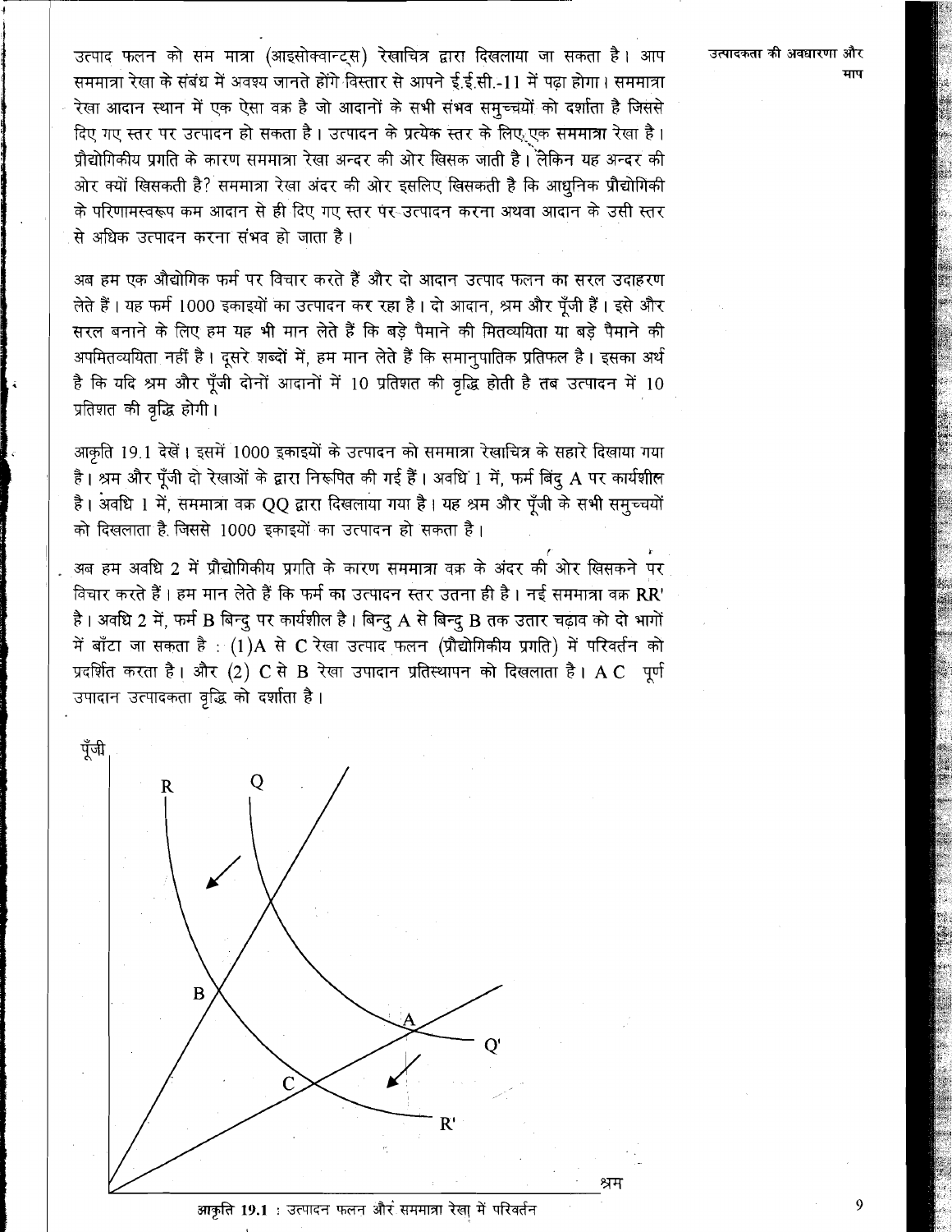उत्पाद फलन को सम मात्रा (आइसोक्वान्ट्स) रेखाचित्र द्वारा दिखलाया जा सकता है। आप सममात्रा रेखा के संबंध में अवश्य जानते होंगे विस्तार से आपने ई.ई.सी.-11 में पढ़ा होगा। सममात्रा रेखा आदान स्थान में एक ऐसा वक्र है जो आदानों के सभी संभव समुच्चयों को दर्शाता है जिससे दिए गए स्तर पर उत्पादन हो सकता है। उत्पादन के प्रत्येक स्तर के लिए एक सममात्रा रेखा है। प्रौद्योगिकीय प्रगति के कारण सममात्रा रेखा अन्दर की ओर खिसक जाती है। लेकिन यह अन्दर की ओर क्यों खिसकती है? सममात्रा रेखा अंदर की ओर इसलिए खिसकती है कि आधुनिक प्रौद्योगिकी के परिणामस्वरूप कम आदान से ही दिए गए स्तर पर उत्पादन करना अथवा आदान के उसी स्तर से अधिक उत्पादन करना संभव हो जाता है।

अब हम एक औद्योगिक फर्म पर विचार करते हैं और दो आदान उत्पाद फलन का सरल उदाहरण लेते हैं। यह फर्म 1000 इकाइयों का उत्पादन कर रहा है। दो आदान, श्रम और पूँजी हैं। इसे और सरल बनाने के लिए हम यह भी मान लेते हैं कि बड़े पैमाने की मितव्ययिता या बड़े पैमाने की अपमितव्ययिता नहीं है। दूसरे शब्दों में, हम मान लेते हैं कि समानुपातिक प्रतिफल है। इसका अर्थ है कि यदि श्रम और पूँजी दोनों आदानों में 10 प्रतिशत की वृद्धि होती है तब उत्पादन में 10 प्रतिशत की वृद्धि होगी।

आकृति 19.1 देखें। इसमें 1000 इकाइयों के उत्पादन को सममात्रा रेखाचित्र के सहारे दिखाया गया है। श्रम और पूँजी दो रेखाओं के द्वारा निरूपित की गई हैं। अवधि 1 में, फर्म बिंदु A पर कार्यशील है। अवधि 1 में, सममात्रा वक्र QQ द्वारा दिखलाया गया है। यह श्रम और पूँजी के सभी समुच्चयों को दिखलाता है जिससे 1000 इकाइयों का उत्पादन हो सकता है।

अब हम अवधि 2 में प्रौद्योगिकीय प्रगति के कारण सममात्रा वक्र के अंदर की ओर खिसकने पर विचार करते हैं। हम मान लेते हैं कि फर्म का उत्पादन स्तर उतना ही है। नई सममात्रा वक्र RR' है। अवधि 2 में, फर्म B बिन्दु पर कार्यशील है। बिन्दु A से बिन्दु B तक उतार चढ़ाव को दो भागों में बाँटा जा सकता है : (1) A से C रेखा उत्पाद फलन (प्रौद्योगिकीय प्रगति) में परिवर्तन को प्रदर्शित करता है। और (2) C से B रेखा उपादान प्रतिस्थापन को दिखलाता है। A C पूर्ण उपादान उत्पादकता वृद्धि को दर्शाता है।

आकृति 19.1 : उत्पादन फलन और सममात्रा रेखा में परिवर्तन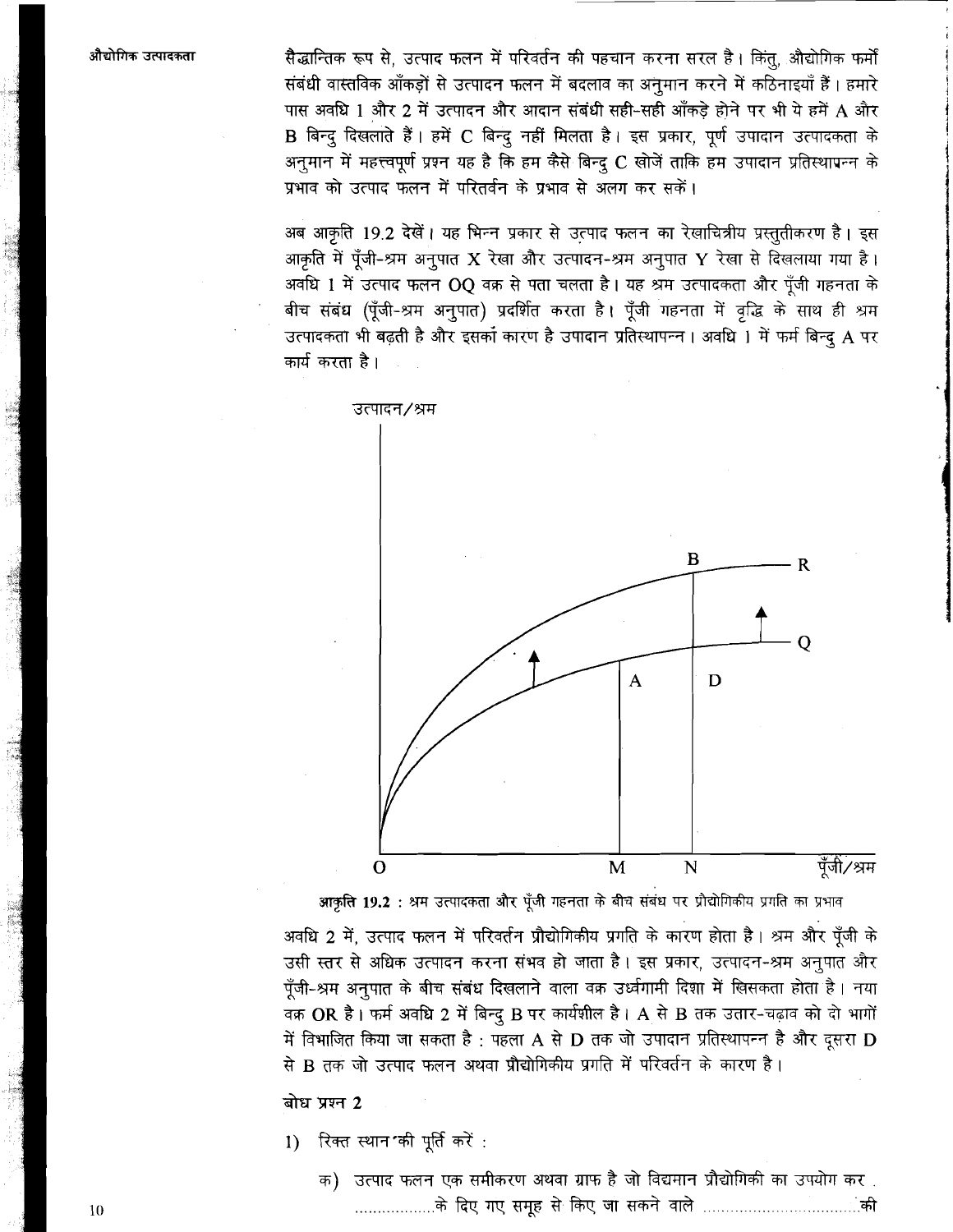सैद्धान्तिक रूप से, उत्पाद फलन में परिवर्तन की पहचान करना सरल है। किंतु, औद्योगिक फर्मों संबंधी वास्तविक आँकड़ों से उत्पादन फलन में बदलाव का अनुमान करने में कठिनाइयाँ हैं। हमारे पास अवधि 1 और 2 में उत्पादन और आदान संबंधी सही-सही आँकड़े होने पर भी ये हमें A और B बिन्दु दिखलाते हैं। हमें C बिन्दु नहीं मिलता है। इस प्रकार, पूर्ण उपादान उत्पादकता के अनुमान में महत्त्वपूर्ण प्रश्न यह है कि हम कैसे बिन्दु C खोजें ताकि हम उपादान प्रतिस्थापन्न के प्रभाव को उत्पाद फलन में परितर्वन के प्रभाव से अलग कर सकें।

अब आकृति 19.2 देखें। यह भिन्न प्रकार से उत्पाद फलन का रेखाचित्रीय प्रस्तुतीकरण है। इस आकृति में पूँजी-श्रम अनुपात X रेखा और उत्पादन-श्रम अनुपात Y रेखा से दिखलाया गया है। अवधि 1 में उत्पाद फलन OQ वक्र से पता चलता है। यह श्रम उत्पादकता और पूँजी गहनता के बीच संबंध (पूँजी-श्रम अनुपात) प्रदर्शित करता है। पूँजी गहनता में वृद्धि के साथ ही श्रम उत्पादकता भी बढ़ती है और इसका कारण है उपादान प्रतिस्थापन्न। अवधि 1 में फर्म बिन्दु A पर कार्य करता है।

आकृति 19.2 : श्रम उत्पादकता और पूँजी गहनता के बीच संबंध पर प्रौद्योगिकीय प्रगति का प्रभाव

अवधि 2 में, उत्पाद फलन में परिवर्तन प्रौद्योगिकीय प्रगति के कारण होता है। श्रम और पूँजी के उसी स्तर से अधिक उत्पादन करना संभव हो जाता है। इस प्रकार, उत्पादन-श्रम अनुपात और पूँजी-श्रम अनुपात के बीच संबंध दिखलाने वाला वक्र उर्ध्वगामी दिशा में खिसकता होता है। नया वक्र OR है। फर्म अवधि 2 में बिन्दु B पर कार्यशील है। A से B तक उतार-चढ़ाव को दो भागों में विभाजित किया जा सकता है : पहला A से D तक जो उपादान प्रतिस्थापन्न है और दूसरा D से B तक जो उत्पाद फलन अथवा प्रौद्योगिकीय प्रगति में परिवर्तन के कारण है।

**बोध प्रश्न 2**

1) रिक्त स्थान की पूर्ति करें :

   क) उत्पाद फलन एक समीकरण अथवा ग्राफ है जो विद्यमान प्रौद्योगिकी का उपयोग कर .................के दिए गए समूह से किए जा सकने वाले ..................................की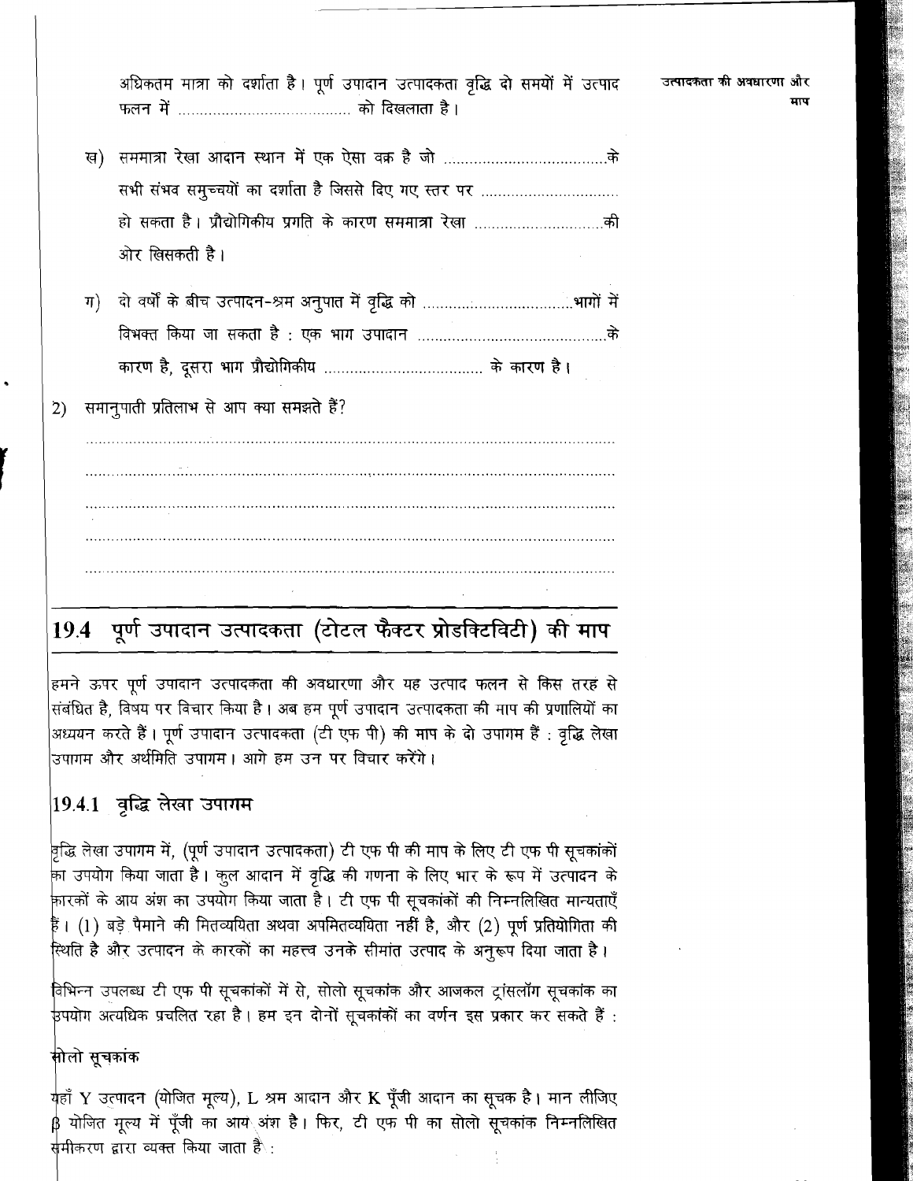अधिकतम मात्रा को दर्शाता है। पूर्ण उपादान उत्पादकता वृद्धि दो समयों में उत्पाद फलन में ...................................... को दिखलाता है।

ख) सममात्रा रेखा आदान स्थान में एक ऐसा वक्र है जो ...................................के सभी संभव समुच्चयों का दर्शाता है जिससे दिए गए स्तर पर ............................... हो सकता है। प्रौद्योगिकीय प्रगति के कारण सममात्रा रेखा ............................की ओर खिसकती है।

ग) दो वर्षों के बीच उत्पादन-श्रम अनुपात में वृद्धि को .................................भागों में विभक्त किया जा सकता है : एक भाग उपादान ..........................................के कारण है, दूसरा भाग प्रौद्योगिकीय .................................... के कारण है।

2) समानुपाती प्रतिलाभ से आप क्या समझते हैं?

..........................................................................................................................

..........................................................................................................................

..........................................................................................................................

..........................................................................................................................

..........................................................................................................................

## 19.4 पूर्ण उपादान उत्पादकता (टोटल फैक्टर प्रोडक्टिविटी) की माप

हमने ऊपर पूर्ण उपादान उत्पादकता की अवधारणा और यह उत्पाद फलन से किस तरह से संबंधित है, विषय पर विचार किया है। अब हम पूर्ण उपादान उत्पादकता की माप की प्रणालियों का अध्ययन करते हैं। पूर्ण उपादान उत्पादकता (टी एफ पी) की माप के दो उपागम हैं : वृद्धि लेखा उपागम और अर्थमिति उपागम। आगे हम उन पर विचार करेंगे।

### 19.4.1 वृद्धि लेखा उपागम

वृद्धि लेखा उपागम में, (पूर्ण उपादान उत्पादकता) टी एफ पी की माप के लिए टी एफ पी सूचकांकों का उपयोग किया जाता है। कुल आदान में वृद्धि की गणना के लिए भार के रूप में उत्पादन के कारकों के आय अंश का उपयोग किया जाता है। टी एफ पी सूचकांकों की निम्नलिखित मान्यताएँ हैं। (1) बड़े पैमाने की मितव्ययिता अथवा अपमितव्ययिता नहीं है, और (2) पूर्ण प्रतियोगिता की स्थिति है और उत्पादन के कारकों का महत्त्व उनके सीमांत उत्पाद के अनुरूप दिया जाता है।

विभिन्न उपलब्ध टी एफ पी सूचकांकों में से, सोलो सूचकांक और आजकल ट्रांसलॉग सूचकांक का उपयोग अत्यधिक प्रचलित रहा है। हम इन दोनों सूचकांकों का वर्णन इस प्रकार कर सकते हैं :

**सोलो सूचकांक**

यहाँ $Y$ उत्पादन (योजित मूल्य), $L$ श्रम आदान और $K$ पूँजी आदान का सूचक है। मान लीजिए $\beta$ योजित मूल्य में पूँजी का आय अंश है। फिर, टी एफ पी का सोलो सूचकांक निम्नलिखित समीकरण द्वारा व्यक्त किया जाता है :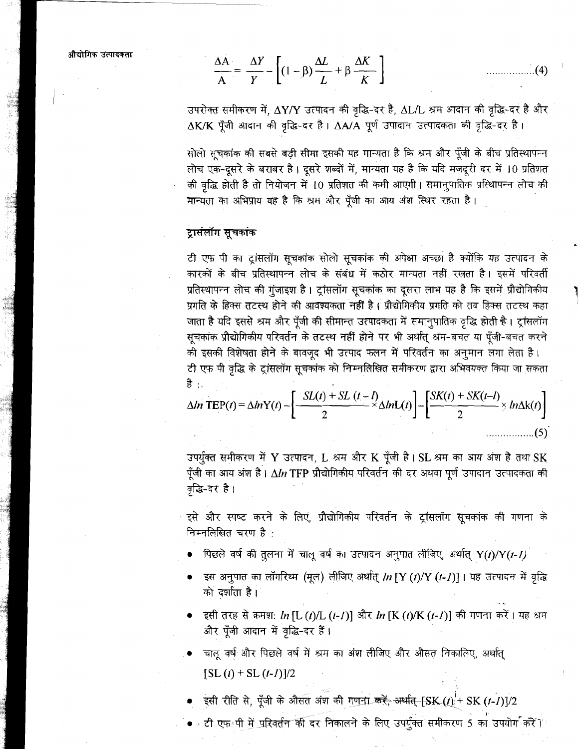$$\frac{\Delta A}{A} = \frac{\Delta Y}{Y} - \left[(1-\beta)\frac{\Delta L}{L} + \beta\frac{\Delta K}{K}\right] \quad \text{.................(4)}$$

उपरोक्त समीकरण में, $\Delta Y/Y$ उत्पादन की वृद्धि-दर है, $\Delta L/L$ श्रम आदान की वृद्धि-दर है और $\Delta K/K$ पूँजी आदान की वृद्धि-दर है। $\Delta A/A$ पूर्ण उपादान उत्पादकता की वृद्धि-दर है।

सोलो सूचकांक की सबसे बड़ी सीमा इसकी यह मान्यता है कि श्रम और पूँजी के बीच प्रतिस्थापन्न लोच एक-दूसरे के बराबर है। दूसरे शब्दों में, मान्यता यह है कि यदि मजदूरी दर में 10 प्रतिशत की वृद्धि होती है तो नियोजन में 10 प्रतिशत की कमी आएगी। समानुपातिक प्रस्थापन्न लोच की मान्यता का अभिप्राय यह है कि श्रम और पूँजी का आय अंश स्थिर रहता है।

## ट्रासंलॉग सूचकांक

टी एफ पी का ट्रांसलॉग सूचकांक सोलो सूचकांक की अपेक्षा अच्छा है क्योंकि यह उत्पादन के कारकों के बीच प्रतिस्थापन्न लोच के संबंध में कठोर मान्यता नहीं रखता है। इसमें परिवर्ती प्रतिस्थापन्न लोच की गुंजाइश है। ट्रांसलॉग सूचकांक का दूसरा लाभ यह है कि इसमें प्रौद्योगिकीय प्रगति के हिक्स तटस्थ होने की आवश्यकता नहीं है। प्रौद्योगिकीय प्रगति को तब हिक्स तटस्थ कहा जाता है यदि इससे श्रम और पूँजी की सीमान्त उत्पादकता में समानुपातिक वृद्धि होती है। ट्रांसलॉग सूचकांक प्रौद्योगिकीय परिवर्तन के तटस्थ नहीं होने पर भी अर्थात् श्रम-बचत या पूँजी-बचत करने की इसकी विशेषता होने के बावजूद भी उत्पाद फलन में परिवर्तन का अनुमान लगा लेता है। टी एफ पी वृद्धि के ट्रांसलॉग सूचकांक को निम्नलिखित समीकरण द्वारा अभिव्यक्त किया जा सकता है :

$$\Delta ln\ \text{TEP}(t) = \Delta ln\text{Y}(t) - \left[\frac{SL(t) + SL\ (t-l)}{2} \times \Delta ln\text{L}(t)\right] - \left[\frac{SK(t) + SK(t-l)}{2} \times ln\Delta\text{k}(t)\right] \quad \text{.................(5)}$$

उपर्युक्त समीकरण में Y उत्पादन, L श्रम और K पूँजी है। SL श्रम का आय अंश है तथा SK पूँजी का आय अंश है। $\Delta ln$ TFP प्रौद्योगिकीय परिवर्तन की दर अथवा पूर्ण उपादान उत्पादकता की वृद्धि-दर है।

इसे और स्पष्ट करने के लिए, प्रौद्योगिकीय परिवर्तन के ट्रांसलॉग सूचकांक की गणना के निम्नलिखित चरण है :

- पिछले वर्ष की तुलना में चालू वर्ष का उत्पादन अनुपात लीजिए, अर्थात् $Y(t)/Y(t-1)$
- इस अनुपात का लॉगरिथ्म (मूल) लीजिए अर्थात् $ln\,[Y(t)/Y(t-1)]$। यह उत्पादन में वृद्धि को दर्शाता है।
- इसी तरह से क्रमशः $ln\,[L(t)/L(t-1)]$ और $ln\,[K(t)/K(t-1)]$ की गणना करें। यह श्रम और पूँजी आदान में वृद्धि-दर हैं।
- चालू वर्ष और पिछले वर्ष में श्रम का अंश लीजिए और औसत निकालिए, अर्थात् $[SL(t) + SL(t-1)]/2$
- इसी रीति से, पूँजी के औसत अंश की गणना करें, अर्थात् $[SK(t) + SK(t-1)]/2$
- टी एफ पी में परिवर्तन की दर निकालने के लिए उपर्युक्त समीकरण 5 का उपयोग करें।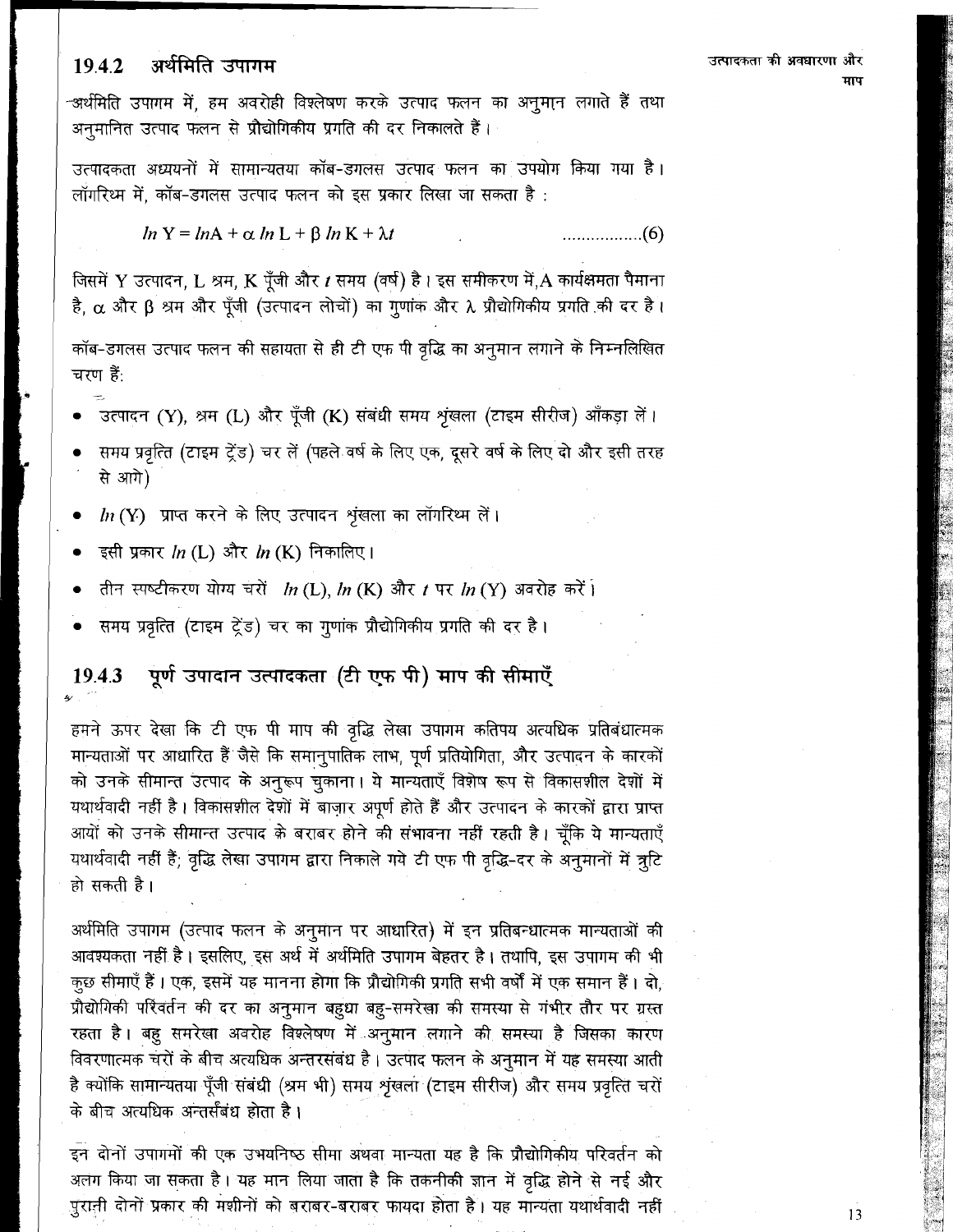### 19.4.2 अर्थमिति उपागम

अर्थमिति उपागम में, हम अवरोही विश्लेषण करके उत्पाद फलन का अनुमान लगाते हैं तथा अनुमानित उत्पाद फलन से प्रौद्योगिकीय प्रगति की दर निकालते हैं।

उत्पादकता अध्ययनों में सामान्यतया कॉब-डगलस उत्पाद फलन का उपयोग किया गया है। लॉगरिथ्म में, कॉब-डगलस उत्पाद फलन को इस प्रकार लिखा जा सकता है :

$$ln\, Y = lnA + \alpha\, ln\, L + \beta\, ln\, K + \lambda t \qquad .................(6)$$

जिसमें Y उत्पादन, L श्रम, K पूँजी और $t$ समय (वर्ष) है। इस समीकरण में, A कार्यक्षमता पैमाना है, $\alpha$ और $\beta$ श्रम और पूँजी (उत्पादन लोचों) का गुणांक और $\lambda$ प्रौद्योगिकीय प्रगति की दर है।

कॉब-डगलस उत्पाद फलन की सहायता से ही टी एफ पी वृद्धि का अनुमान लगाने के निम्नलिखित चरण हैं:

- उत्पादन (Y), श्रम (L) और पूँजी (K) संबंधी समय शृंखला (टाइम सीरीज) आँकड़ा लें।
- समय प्रवृत्ति (टाइम ट्रेंड) चर लें (पहले वर्ष के लिए एक, दूसरे वर्ष के लिए दो और इसी तरह से आगे)
- $ln$ (Y) प्राप्त करने के लिए उत्पादन शृंखला का लॉगरिथ्म लें।
- इसी प्रकार $ln$ (L) और $ln$ (K) निकालिए।
- तीन स्पष्टीकरण योग्य चरों $ln$ (L), $ln$ (K) और $t$ पर $ln$ (Y) अवरोह करें।
- समय प्रवृत्ति (टाइम ट्रेंड) चर का गुणांक प्रौद्योगिकीय प्रगति की दर है।

### 19.4.3 पूर्ण उपादान उत्पादकता (टी एफ पी) माप की सीमाएँ

हमने ऊपर देखा कि टी एफ पी माप की वृद्धि लेखा उपागम कतिपय अत्यधिक प्रतिबंधात्मक मान्यताओं पर आधारित हैं जैसे कि समानुपातिक लाभ, पूर्ण प्रतियोगिता, और उत्पादन के कारकों को उनके सीमान्त उत्पाद के अनुरूप चुकाना। ये मान्यताएँ विशेष रूप से विकासशील देशों में यथार्थवादी नहीं है। विकासशील देशों में बाज़ार अपूर्ण होते हैं और उत्पादन के कारकों द्वारा प्राप्त आयों को उनके सीमान्त उत्पाद के बराबर होने की संभावना नहीं रहती है। चूँकि ये मान्यताएँ यथार्थवादी नहीं हैं; वृद्धि लेखा उपागम द्वारा निकाले गये टी एफ पी वृद्धि-दर के अनुमानों में त्रुटि हो सकती है।

अर्थमिति उपागम (उत्पाद फलन के अनुमान पर आधारित) में इन प्रतिबन्धात्मक मान्यताओं की आवश्यकता नहीं है। इसलिए, इस अर्थ में अर्थमिति उपागम बेहतर है। तथापि, इस उपागम की भी कुछ सीमाएँ हैं। एक, इसमें यह मानना होगा कि प्रौद्योगिकी प्रगति सभी वर्षों में एक समान हैं। दो, प्रौद्योगिकी परिवर्तन की दर का अनुमान बहुधा बहु-समरेखा की समस्या से गंभीर तौर पर ग्रस्त रहता है। बहु समरेखा अवरोह विश्लेषण में अनुमान लगाने की समस्या है जिसका कारण विवरणात्मक चरों के बीच अत्यधिक अन्तरसंबंध है। उत्पाद फलन के अनुमान में यह समस्या आती है क्योंकि सामान्यतया पूँजी संबंधी (श्रम भी) समय शृंखला (टाइम सीरीज) और समय प्रवृत्ति चरों के बीच अत्यधिक अन्तर्संबंध होता है।

इन दोनों उपागमों की एक उभयनिष्ठ सीमा अथवा मान्यता यह है कि प्रौद्योगिकीय परिवर्तन को अलग किया जा सकता है। यह मान लिया जाता है कि तकनीकी ज्ञान में वृद्धि होने से नई और पुरानी दोनों प्रकार की मशीनों को बराबर-बराबर फायदा होता है। यह मान्यता यथार्थवादी नहीं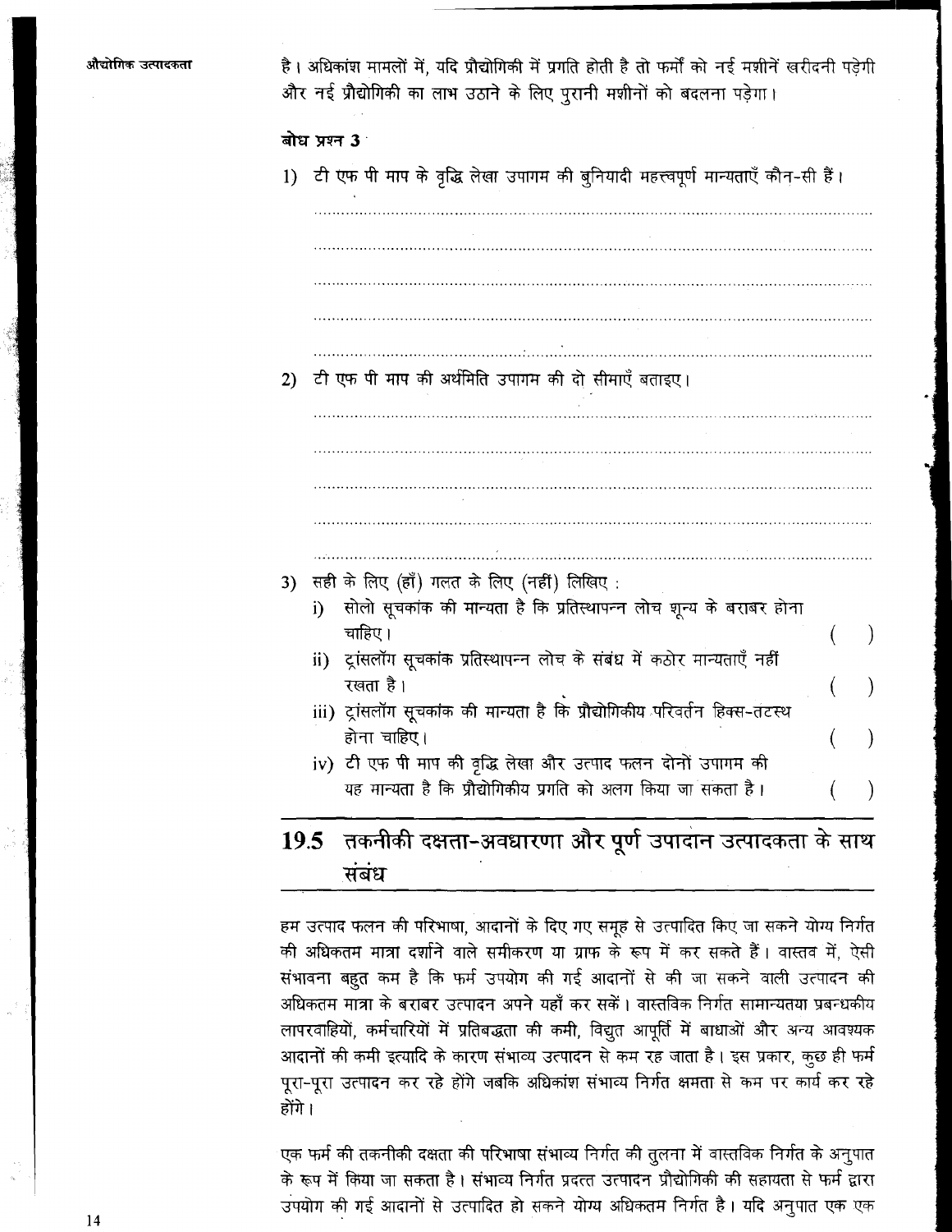है। अधिकांश मामलों में, यदि प्रौद्योगिकी में प्रगति होती है तो फर्मों को नई मशीनें खरीदनी पड़ेगी और नई प्रौद्योगिकी का लाभ उठाने के लिए पुरानी मशीनों को बदलना पड़ेगा।

**बोध प्रश्न 3**

1) टी एफ पी माप के वृद्धि लेखा उपागम की बुनियादी महत्त्वपूर्ण मान्यताएँ कौन-सी हैं।

..........................................................................................................................

..........................................................................................................................

..........................................................................................................................

..........................................................................................................................

..........................................................................................................................

2) टी एफ पी माप की अर्थमिति उपागम की दो सीमाएँ बताइए।

..........................................................................................................................

..........................................................................................................................

..........................................................................................................................

..........................................................................................................................

..........................................................................................................................

3) सही के लिए (हाँ) गलत के लिए (नहीं) लिखिए :

   i) सोलो सूचकांक की मान्यता है कि प्रतिस्थापन्न लोच शून्य के बराबर होना चाहिए। ( )

   ii) ट्रांसलॉग सूचकांक प्रतिस्थापन्न लोच के संबंध में कठोर मान्यताएँ नहीं रखता है। ( )

   iii) ट्रांसलॉग सूचकांक की मान्यता है कि प्रौद्योगिकीय परिवर्तन हिक्स-तटस्थ होना चाहिए। ( )

   iv) टी एफ पी माप की वृद्धि लेखा और उत्पाद फलन दोनों उपागम की यह मान्यता है कि प्रौद्योगिकीय प्रगति को अलग किया जा सकता है। ( )

## 19.5 तकनीकी दक्षता-अवधारणा और पूर्ण उपादान उत्पादकता के साथ संबंध

हम उत्पाद फलन की परिभाषा, आदानों के दिए गए समूह से उत्पादित किए जा सकने योग्य निर्गत की अधिकतम मात्रा दर्शाने वाले समीकरण या ग्राफ के रूप में कर सकते हैं। वास्तव में, ऐसी संभावना बहुत कम है कि फर्म उपयोग की गई आदानों से की जा सकने वाली उत्पादन की अधिकतम मात्रा के बराबर उत्पादन अपने यहाँ कर सकें। वास्तविक निर्गत सामान्यतया प्रबन्धकीय लापरवाहियों, कर्मचारियों में प्रतिबद्धता की कमी, विद्युत आपूर्ति में बाधाओं और अन्य आवश्यक आदानों की कमी इत्यादि के कारण संभाव्य उत्पादन से कम रह जाता है। इस प्रकार, कुछ ही फर्म पूरा-पूरा उत्पादन कर रहे होंगे जबकि अधिकांश संभाव्य निर्गत क्षमता से कम पर कार्य कर रहे होंगे।

एक फर्म की तकनीकी दक्षता की परिभाषा संभाव्य निर्गत की तुलना में वास्तविक निर्गत के अनुपात के रूप में किया जा सकता है। संभाव्य निर्गत प्रदत्त उत्पादन प्रौद्योगिकी की सहायता से फर्म द्वारा उपयोग की गई आदानों से उत्पादित हो सकने योग्य अधिकतम निर्गत है। यदि अनुपात एक एक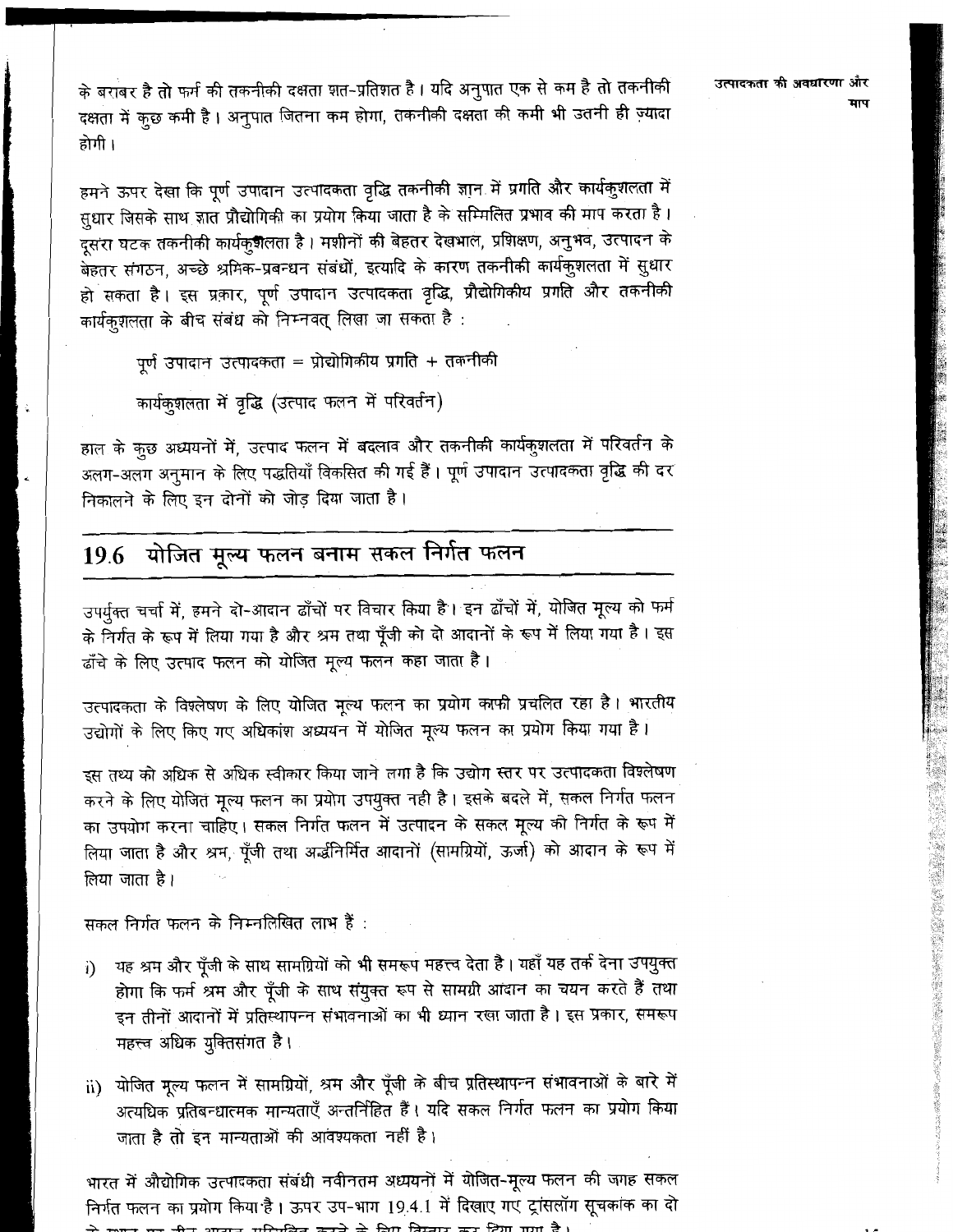के बराबर है तो फर्म की तकनीकी दक्षता शत-प्रतिशत है। यदि अनुपात एक से कम है तो तकनीकी दक्षता में कुछ कमी है। अनुपात जितना कम होगा, तकनीकी दक्षता की कमी भी उतनी ही ज़्यादा होगी।

हमने ऊपर देखा कि पूर्ण उपादान उत्पादकता वृद्धि तकनीकी ज्ञान में प्रगति और कार्यकुशलता में सुधार जिसके साथ ज्ञात प्रौद्योगिकी का प्रयोग किया जाता है के सम्मिलित प्रभाव की माप करता है। दूसरा घटक तकनीकी कार्यकुशलता है। मशीनों की बेहतर देखभाल, प्रशिक्षण, अनुभव, उत्पादन के बेहतर संगठन, अच्छे श्रमिक-प्रबन्धन संबंधों, इत्यादि के कारण तकनीकी कार्यकुशलता में सुधार हो सकता है। इस प्रकार, पूर्ण उपादान उत्पादकता वृद्धि, प्रौद्योगिकीय प्रगति और तकनीकी कार्यकुशलता के बीच संबंध को निम्नवत् लिखा जा सकता है :

पूर्ण उपादान उत्पादकता = प्रौद्योगिकीय प्रगति + तकनीकी

कार्यकुशलता में वृद्धि (उत्पाद फलन में परिवर्तन)

हाल के कुछ अध्ययनों में, उत्पाद फलन में बदलाव और तकनीकी कार्यकुशलता में परिवर्तन के अलग-अलग अनुमान के लिए पद्धतियाँ विकसित की गई हैं। पूर्ण उपादान उत्पादकता वृद्धि की दर निकालने के लिए इन दोनों को जोड़ दिया जाता है।

## 19.6 योजित मूल्य फलन बनाम सकल निर्गत फलन

उपर्युक्त चर्चा में, हमने दो-आदान ढाँचों पर विचार किया है। इन ढाँचों में, योजित मूल्य को फर्म के निर्गत के रूप में लिया गया है और श्रम तथा पूँजी को दो आदानों के रूप में लिया गया है। इस ढाँचे के लिए उत्पाद फलन को योजित मूल्य फलन कहा जाता है।

उत्पादकता के विश्लेषण के लिए योजित मूल्य फलन का प्रयोग काफी प्रचलित रहा है। भारतीय उद्योगों के लिए किए गए अधिकांश अध्ययन में योजित मूल्य फलन का प्रयोग किया गया है।

इस तथ्य को अधिक से अधिक स्वीकार किया जाने लगा है कि उद्योग स्तर पर उत्पादकता विश्लेषण करने के लिए योजित मूल्य फलन का प्रयोग उपयुक्त नहीं है। इसके बदले में, सकल निर्गत फलन का उपयोग करना चाहिए। सकल निर्गत फलन में उत्पादन के सकल मूल्य को निर्गत के रूप में लिया जाता है और श्रम, पूँजी तथा अर्द्धनिर्मित आदानों (सामग्रियों, ऊर्जा) को आदान के रूप में लिया जाता है।

सकल निर्गत फलन के निम्नलिखित लाभ हैं :

i) यह श्रम और पूँजी के साथ सामग्रियों को भी समरूप महत्त्व देता है। यहाँ यह तर्क देना उपयुक्त होगा कि फर्म श्रम और पूँजी के साथ संयुक्त रूप से सामग्री आदान का चयन करते हैं तथा इन तीनों आदानों में प्रतिस्थापन्न संभावनाओं का भी ध्यान रखा जाता है। इस प्रकार, समरूप महत्त्व अधिक युक्तिसंगत है।

ii) योजित मूल्य फलन में सामग्रियों, श्रम और पूँजी के बीच प्रतिस्थापन्न संभावनाओं के बारे में अत्यधिक प्रतिबन्धात्मक मान्यताएँ अन्तर्निहित हैं। यदि सकल निर्गत फलन का प्रयोग किया जाता है तो इन मान्यताओं की आवश्यकता नहीं है।

भारत में औद्योगिक उत्पादकता संबंधी नवीनतम अध्ययनों में योजित-मूल्य फलन की जगह सकल निर्गत फलन का प्रयोग किया है। ऊपर उप-भाग 19.4.1 में दिखाए गए ट्रांसलॉग सूचकांक का दो से बढ़ा कर तीन आदान सम्मिलित करने के लिए विस्तार कर दिया गया है।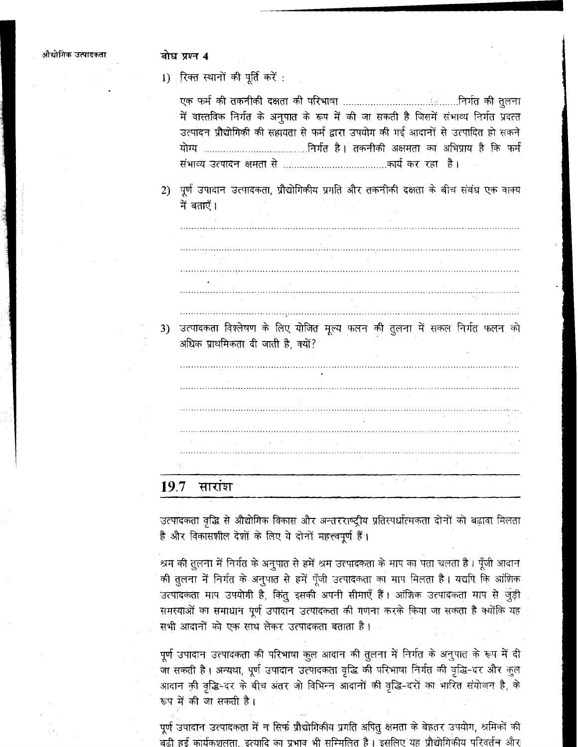**बोध प्रश्न 4**

1) रिक्त स्थानों की पूर्ति करें :

   एक फर्म की तकनीकी दक्षता की परिभाषा ..............................निर्गत की तुलना में वास्तविक निर्गत के अनुपात के रूप में की जा सकती है जिसमें संभाव्य निर्गत प्रदत्त उत्पादन प्रौद्योगिकी की सहायता से फर्म द्वारा उपयोग की गई आदानों से उत्पादित हो सकने योग्य ..............................निर्गत है। तकनीकी अक्षमता का अभिप्राय है कि फर्म संभाव्य उत्पादन क्षमता से ..............................कार्य कर रहा है।

2) पूर्ण उपादान उत्पादकता, प्रौद्योगिकीय प्रगति और तकनीकी दक्षता के बीच संबंध एक वाक्य में बताएँ।

   ..............................................................................................................

   ..............................................................................................................

   ..............................................................................................................

   ..............................................................................................................

   ..............................................................................................................

3) उत्पादकता विश्लेषण के लिए योजित मूल्य फलन की तुलना में सकल निर्गत फलन को अधिक प्राथमिकता दी जाती है, क्यों?

   ..............................................................................................................

   ..............................................................................................................

   ..............................................................................................................

   ..............................................................................................................

   ..............................................................................................................

## 19.7 सारांश

उत्पादकता वृद्धि से औद्योगिक विकास और अन्तरराष्ट्रीय प्रतिस्पर्धात्मकता दोनों को बढ़ावा मिलता है और विकासशील देशों के लिए ये दोनों महत्त्वपूर्ण हैं।

श्रम की तुलना में निर्गत के अनुपात से हमें श्रम उत्पादकता के माप का पता चलता है। पूँजी आदान की तुलना में निर्गत के अनुपात से हमें पूँजी उत्पादकता का माप मिलता है। यद्यपि कि आंशिक उत्पादकता माप उपयोगी है, किंतु इसकी अपनी सीमाएँ हैं। आंशिक उत्पादकता माप से जुड़ी समस्याओं का समाधान पूर्ण उपादान उत्पादकता की गणना करके किया जा सकता है क्योंकि यह सभी आदानों को एक साथ लेकर उत्पादकता बताता है।

पूर्ण उपादान उत्पादकता की परिभाषा कुल आदान की तुलना में निर्गत के अनुपात के रूप में दी जा सकती है। अन्यथा, पूर्ण उपादान उत्पादकता वृद्धि की परिभाषा निर्गत की वृद्धि-दर और कुल आदान की वृद्धि-दर के बीच अंतर जो विभिन्न आदानों की वृद्धि-दरों का भारित संयोजन है, के रूप में की जा सकती है।

पूर्ण उपादान उत्पादकता में न सिर्फ प्रौद्योगिकीय प्रगति अपितु क्षमता के बेहतर उपयोग, श्रमिकों की बढ़ी हुई कार्यकुशलता, इत्यादि का प्रभाव भी सम्मिलित है। इसलिए यह प्रौद्योगिकीय परिवर्तन और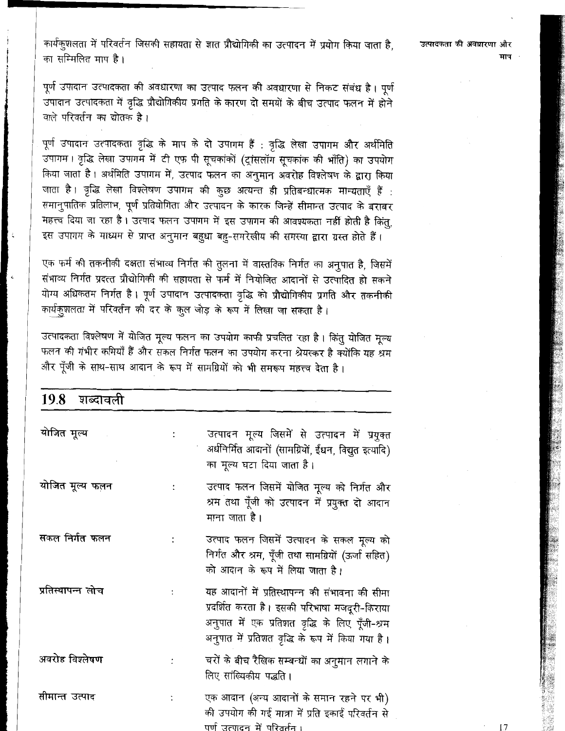कार्यकुशलता में परिवर्तन जिसकी सहायता से ज्ञात प्रौद्योगिकी का उत्पादन में प्रयोग किया जाता है, का सम्मिलित माप है।

पूर्ण उपादान उत्पादकता की अवधारणा का उत्पाद फलन की अवधारणा से निकट संबंध है। पूर्ण उपादान उत्पादकता में वृद्धि प्रौद्योगिकीय प्रगति के कारण दो समयों के बीच उत्पाद फलन में होने वाले परिवर्तन का द्योतक है।

पूर्ण उपादान उत्पादकता वृद्धि के माप के दो उपागम हैं : वृद्धि लेखा उपागम और अर्थमिति उपागम। वृद्धि लेखा उपागम में टी एफ पी सूचकांकों (ट्रांसलॉग सूचकांक की भाँति) का उपयोग किया जाता है। अर्थमिति उपागम में, उत्पाद फलन का अनुमान अवरोह विश्लेषण के द्वारा किया जाता है। वृद्धि लेखा विश्लेषण उपागम की कुछ अत्यन्त ही प्रतिबन्धात्मक मान्यताएँ हैं : समानुपातिक प्रतिलाभ, पूर्ण प्रतियोगिता और उत्पादन के कारक जिन्हें सीमान्त उत्पाद के बराबर महत्त्व दिया जा रहा है। उत्पाद फलन उपागम में इस उपागम की आवश्यकता नहीं होती है किंतु, इस उपागम के माध्यम से प्राप्त अनुमान बहुधा बहु-समरेखीय की समस्या द्वारा ग्रस्त होते हैं।

एक फर्म की तकनीकी दक्षता संभाव्य निर्गत की तुलना में वास्तविक निर्गत का अनुपात है, जिसमें संभाव्य निर्गत प्रदत्त प्रौद्योगिकी की सहायता से फर्म में नियोजित आदानों से उत्पादित हो सकने योग्य अधिकतम निर्गत है। पूर्ण उपादान उत्पादकता वृद्धि को प्रौद्योगिकीय प्रगति और तकनीकी कार्यकुशलता में परिवर्तन की दर के कुल जोड़ के रूप में लिखा जा सकता है।

उत्पादकता विश्लेषण में योजित मूल्य फलन का उपयोग काफी प्रचलित रहा है। किंतु योजित मूल्य फलन की गंभीर कमियाँ हैं और सकल निर्गत फलन का उपयोग करना श्रेयस्कर है क्योंकि यह श्रम और पूँजी के साथ-साथ आदान के रूप में सामग्रियों को भी समरूप महत्त्व देता है।

## 19.8 शब्दावली

**योजित मूल्य** : उत्पादन मूल्य जिसमें से उत्पादन में प्रयुक्त अर्धनिर्मित आदानों (सामग्रियों, ईंधन, विद्युत इत्यादि) का मूल्य घटा दिया जाता है।

**योजित मूल्य फलन** : उत्पाद फलन जिसमें योजित मूल्य को निर्गत और श्रम तथा पूँजी को उत्पादन में प्रयुक्त दो आदान माना जाता है।

**सकल निर्गत फलन** : उत्पाद फलन जिसमें उत्पादन के सकल मूल्य को निर्गत और श्रम, पूँजी तथा सामग्रियों (ऊर्जा सहित) को आदान के रूप में लिया जाता है।

**प्रतिस्थापन्न लोच** : यह आदानों में प्रतिस्थापन्न की संभावना की सीमा प्रदर्शित करता है। इसकी परिभाषा मजदूरी-किराया अनुपात में एक प्रतिशत वृद्धि के लिए पूँजी-श्रम अनुपात में प्रतिशत वृद्धि के रूप में किया गया है।

**अवरोह विश्लेषण** : चरों के बीच रैखिक सम्बन्धों का अनुमान लगाने के लिए सांख्यिकीय पद्धति।

**सीमान्त उत्पाद** : एक आदान (अन्य आदानों के समान रहने पर भी) की उपयोग की गई मात्रा में प्रति इकाई परिवर्तन से पूर्ण उत्पादन में परिवर्तन।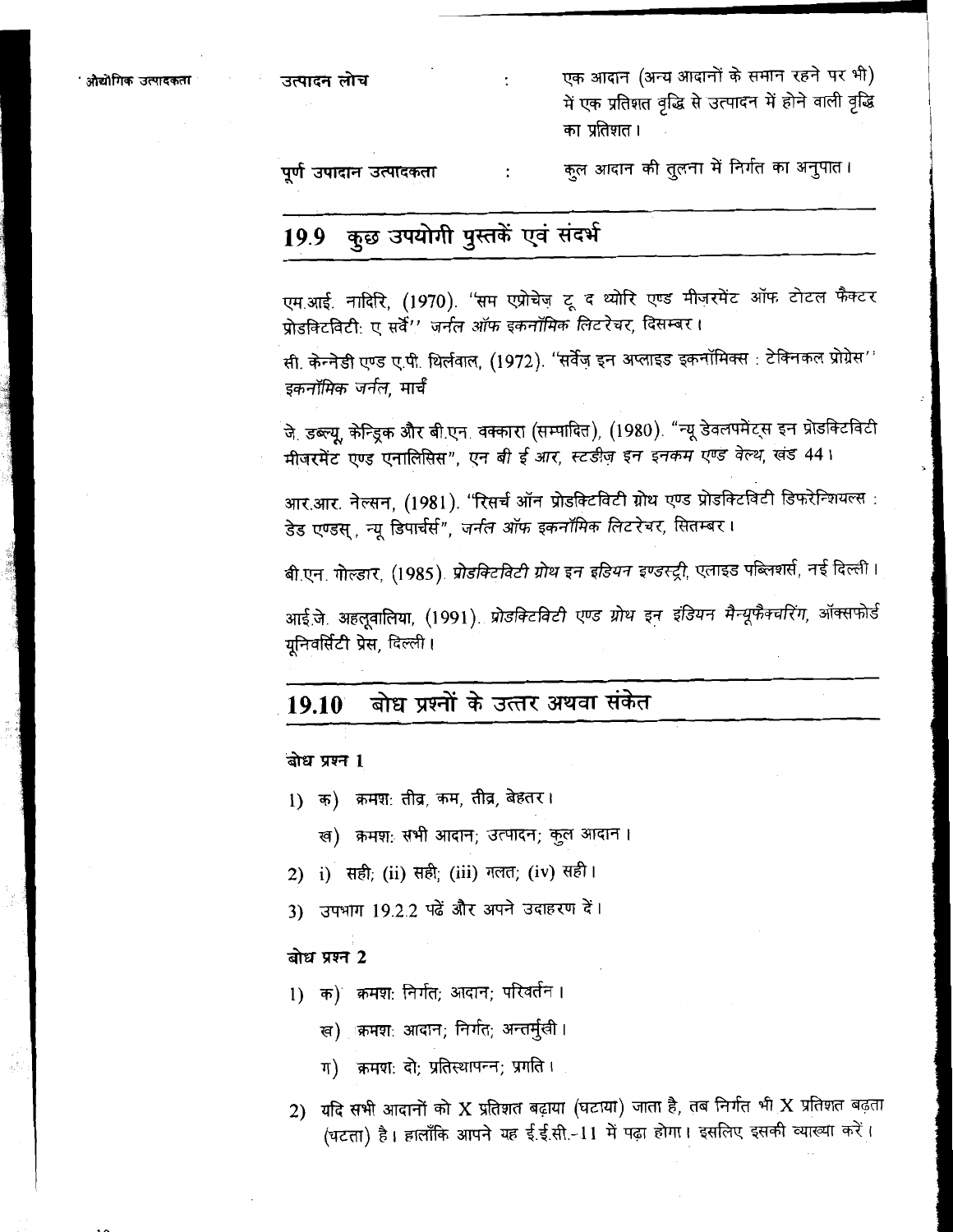| | | |
|---|---|---|
| उत्पादन लोच | : | एक आदान (अन्य आदानों के समान रहने पर भी) में एक प्रतिशत वृद्धि से उत्पादन में होने वाली वृद्धि का प्रतिशत। |
| पूर्ण उपादान उत्पादकता | : | कुल आदान की तुलना में निर्गत का अनुपात। |

## 19.9 कुछ उपयोगी पुस्तकें एवं संदर्भ

एम.आई. नादिरि, (1970). "सम एप्रोचेज़ टू द थ्योरि एण्ड मीज़रमेंट ऑफ टोटल फैक्टर प्रोडक्टिविटी: ए सर्वे" *जर्नल ऑफ इकनॉमिक लिटरेचर*, दिसम्बर।

सी. केन्नेडी एण्ड ए.पी. थिर्लवाल, (1972). "सर्वेज़ इन अप्लाइड इकनॉमिक्स : टेक्निकल प्रोग्रेस" *इकनॉमिक जर्नल*, मार्च

जे. डब्ल्यू. केन्ड्रिक और बी.एन. वक्कारा (सम्पादित), (1980). "न्यू डेवलपमेंट्स इन प्रोडक्टिविटी मीजरमेंट एण्ड एनालिसिस", *एन बी ई आर, स्टडीज़ इन इनकम एण्ड वेल्थ*, खंड 44।

आर.आर. नेल्सन, (1981). "रिसर्च ऑन प्रोडक्टिविटी ग्रोथ एण्ड प्रोडक्टिविटी डिफरेन्शियल्स : डेड एण्डस्, न्यू डिपार्चर्स", *जर्नल ऑफ इकनॉमिक लिटरेचर*, सितम्बर।

बी.एन. गोल्डार, (1985). *प्रोडक्टिविटी ग्रोथ इन इंडियन इण्डस्ट्री*, एलाइड पब्लिशर्स, नई दिल्ली।

आई.जे. अहलूवालिया, (1991). *प्रोडक्टिविटी एण्ड ग्रोथ इन इंडियन मैन्यूफैक्चरिंग*, ऑक्सफोर्ड यूनिवर्सिटी प्रेस, दिल्ली।

## 19.10 बोध प्रश्नों के उत्तर अथवा संकेत

**बोध प्रश्न 1**

1) क) क्रमशः तीव्र, कम, तीव्र, बेहतर।

   ख) क्रमशः सभी आदान; उत्पादन; कुल आदान।

2) i) सही; (ii) सही; (iii) गलत; (iv) सही।

3) उपभाग 19.2.2 पढ़ें और अपने उदाहरण दें।

**बोध प्रश्न 2**

1) क) क्रमशः निर्गत; आदान; परिवर्तन।

   ख) क्रमशः आदान; निर्गत; अन्तर्मुखी।

   ग) क्रमशः दो; प्रतिस्थापन्न; प्रगति।

2) यदि सभी आदानों को X प्रतिशत बढ़ाया (घटाया) जाता है, तब निर्गत भी X प्रतिशत बढ़ता (घटता) है। हालाँकि आपने यह ई.ई.सी.-11 में पढ़ा होगा। इसलिए इसकी व्याख्या करें।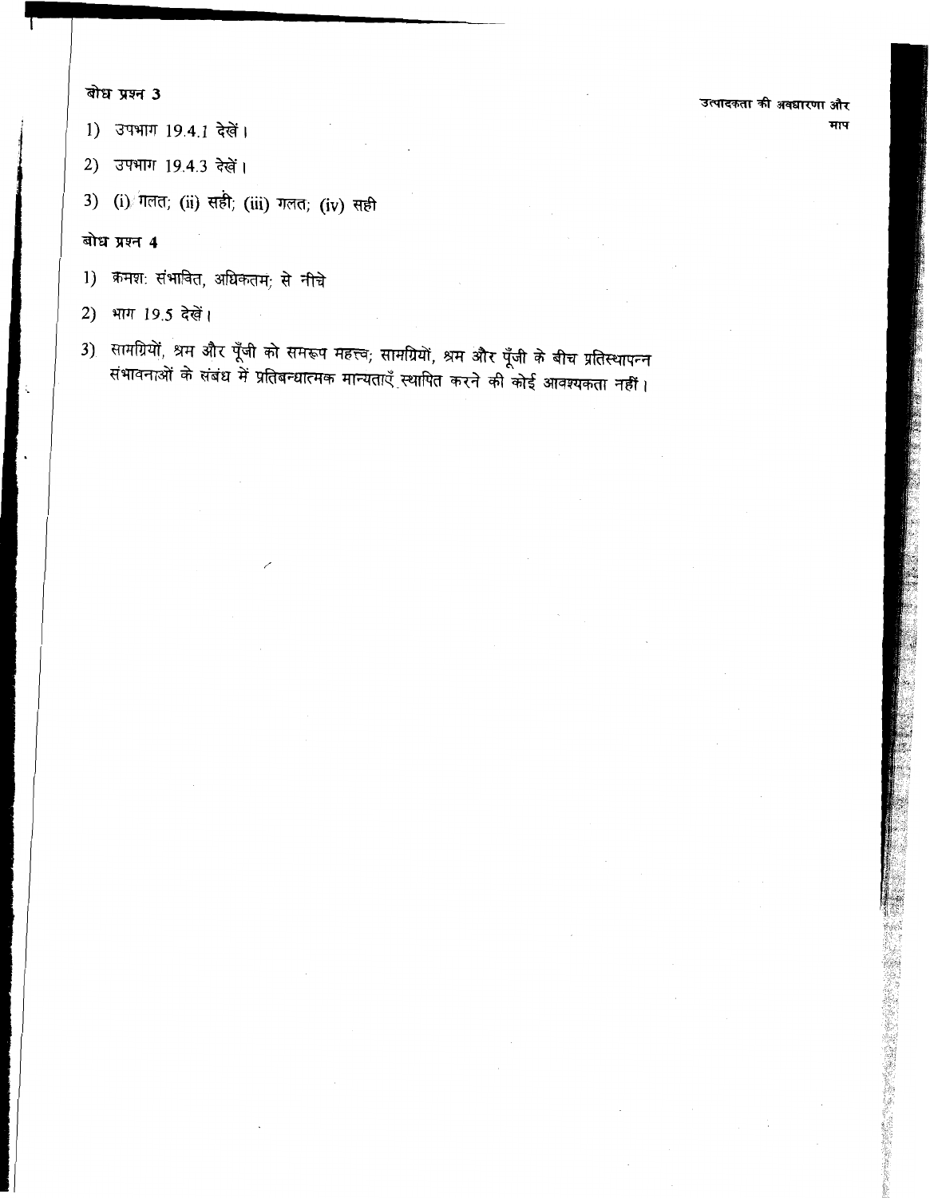### बोध प्रश्न 3

1) उपभाग 19.4.1 देखें।
2) उपभाग 19.4.3 देखें।
3) (i) गलत; (ii) सही; (iii) गलत; (iv) सही

### बोध प्रश्न 4

1) क्रमशः संभावित, अधिकतम; से नीचे
2) भाग 19.5 देखें।
3) सामग्रियों, श्रम और पूँजी को समरूप महत्त्व; सामग्रियों, श्रम और पूँजी के बीच प्रतिस्थापन्न संभावनाओं के संबंध में प्रतिबन्धात्मक मान्यताएँ स्थापित करने की कोई आवश्यकता नहीं।